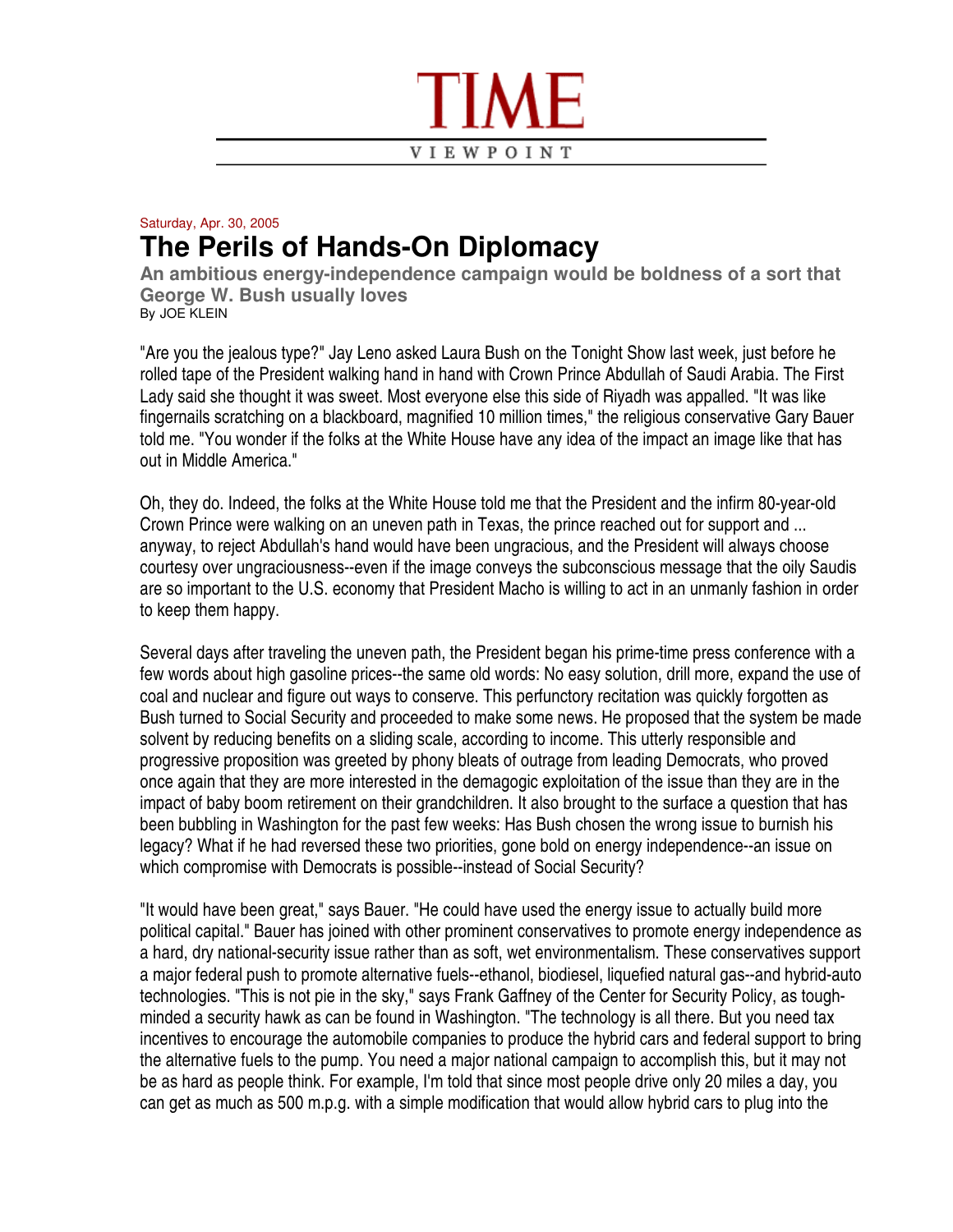# TIME

VIEWPOINT

Saturday, Apr. 30, 2005

## The Perils of Hands-On Diplomacy

**An ambitious energy-independence campaign would be boldness of a sort that George W. Bush usually loves**

By JOE KLEIN

"Are you the jealous type?" Jay Leno asked Laura Bush on the Tonight Show last week, just before he rolled tape of the President walking hand in hand with Crown Prince Abdullah of Saudi Arabia. The First Lady said she thought it was sweet. Most everyone else this side of Riyadh was appalled. "It was like fingernails scratching on a blackboard, magnified 10 million times," the religious conservative Gary Bauer told me. "You wonder if the folks at the White House have any idea of the impact an image like that has out in Middle America."

Oh, they do. Indeed, the folks at the White House told me that the President and the infirm 80-year-old Crown Prince were walking on an uneven path in Texas, the prince reached out for support and ... anyway, to reject Abdullah's hand would have been ungracious, and the President will always choose courtesy over ungraciousness--even if the image conveys the subconscious message that the oily Saudis are so important to the U.S. economy that President Macho is willing to act in an unmanly fashion in order to keep them happy.

Several days after traveling the uneven path, the President began his prime-time press conference with a few words about high gasoline prices--the same old words: No easy solution, drill more, expand the use of coal and nuclear and figure out ways to conserve. This perfunctory recitation was quickly forgotten as Bush turned to Social Security and proceeded to make some news. He proposed that the system be made solvent by reducing benefits on a sliding scale, according to income. This utterly responsible and progressive proposition was greeted by phony bleats of outrage from leading Democrats, who proved once again that they are more interested in the demagogic exploitation of the issue than they are in the impact of baby boom retirement on their grandchildren. It also brought to the surface a question that has been bubbling in Washington for the past few weeks: Has Bush chosen the wrong issue to burnish his legacy? What if he had reversed these two priorities, gone bold on energy independence--an issue on which compromise with Democrats is possible--instead of Social Security?

"It would have been great," says Bauer. "He could have used the energy issue to actually build more political capital." Bauer has joined with other prominent conservatives to promote energy independence as a hard, dry national-security issue rather than as soft, wet environmentalism. These conservatives support a major federal push to promote alternative fuels--ethanol, biodiesel, liquefied natural gas--and hybrid-auto technologies. "This is not pie in the sky," says Frank Gaffney of the Center for Security Policy, as tough-minded a security hawk as can be found in Washington. "The technology is all there. But you need tax incentives to encourage the automobile companies to produce the hybrid cars and federal support to bring the alternative fuels to the pump. You need a major national campaign to accomplish this, but it may not be as hard as people think. For example, I'm told that since most people drive only 20 miles a day, you can get as much as 500 m.p.g. with a simple modification that would allow hybrid cars to plug into the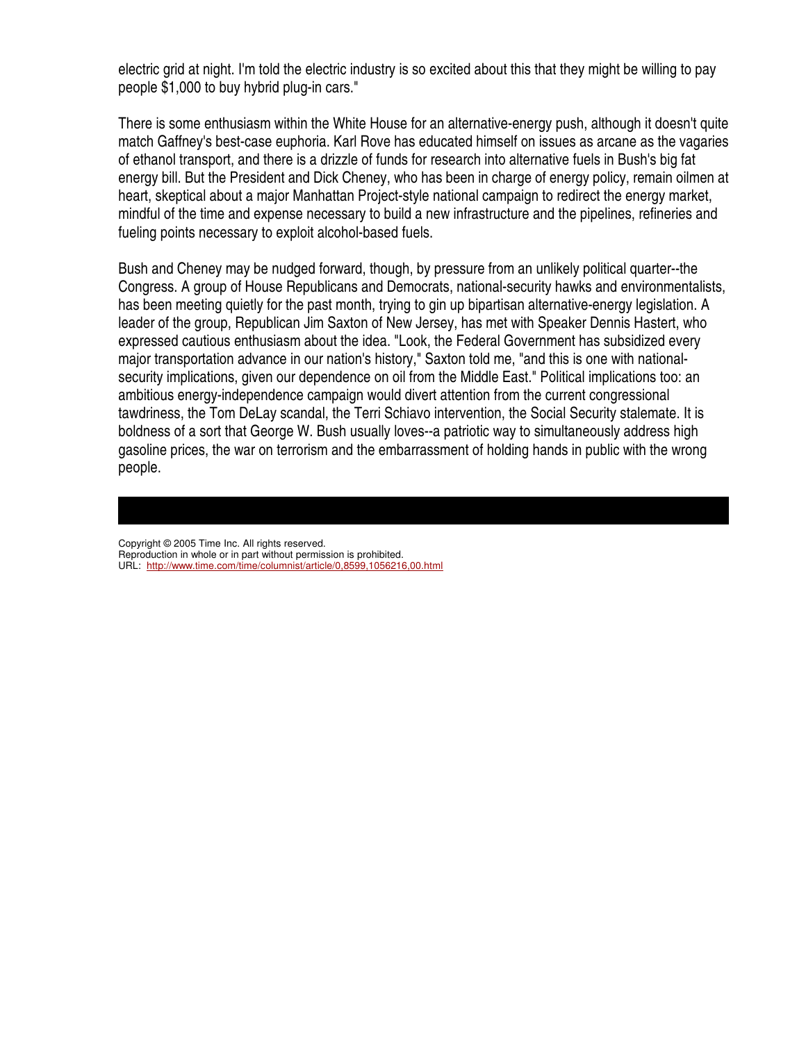electric grid at night. I'm told the electric industry is so excited about this that they might be willing to pay people $1,000 to buy hybrid plug-in cars."

There is some enthusiasm within the White House for an alternative-energy push, although it doesn't quite match Gaffney's best-case euphoria. Karl Rove has educated himself on issues as arcane as the vagaries of ethanol transport, and there is a drizzle of funds for research into alternative fuels in Bush's big fat energy bill. But the President and Dick Cheney, who has been in charge of energy policy, remain oilmen at heart, skeptical about a major Manhattan Project-style national campaign to redirect the energy market, mindful of the time and expense necessary to build a new infrastructure and the pipelines, refineries and fueling points necessary to exploit alcohol-based fuels.

Bush and Cheney may be nudged forward, though, by pressure from an unlikely political quarter--the Congress. A group of House Republicans and Democrats, national-security hawks and environmentalists, has been meeting quietly for the past month, trying to gin up bipartisan alternative-energy legislation. A leader of the group, Republican Jim Saxton of New Jersey, has met with Speaker Dennis Hastert, who expressed cautious enthusiasm about the idea. "Look, the Federal Government has subsidized every major transportation advance in our nation's history," Saxton told me, "and this is one with national-security implications, given our dependence on oil from the Middle East." Political implications too: an ambitious energy-independence campaign would divert attention from the current congressional tawdriness, the Tom DeLay scandal, the Terri Schiavo intervention, the Social Security stalemate. It is boldness of a sort that George W. Bush usually loves--a patriotic way to simultaneously address high gasoline prices, the war on terrorism and the embarrassment of holding hands in public with the wrong people.

Copyright © 2005 Time Inc. All rights reserved.
Reproduction in whole or in part without permission is prohibited.
URL: http://www.time.com/time/columnist/article/0,8599,1056216,00.html